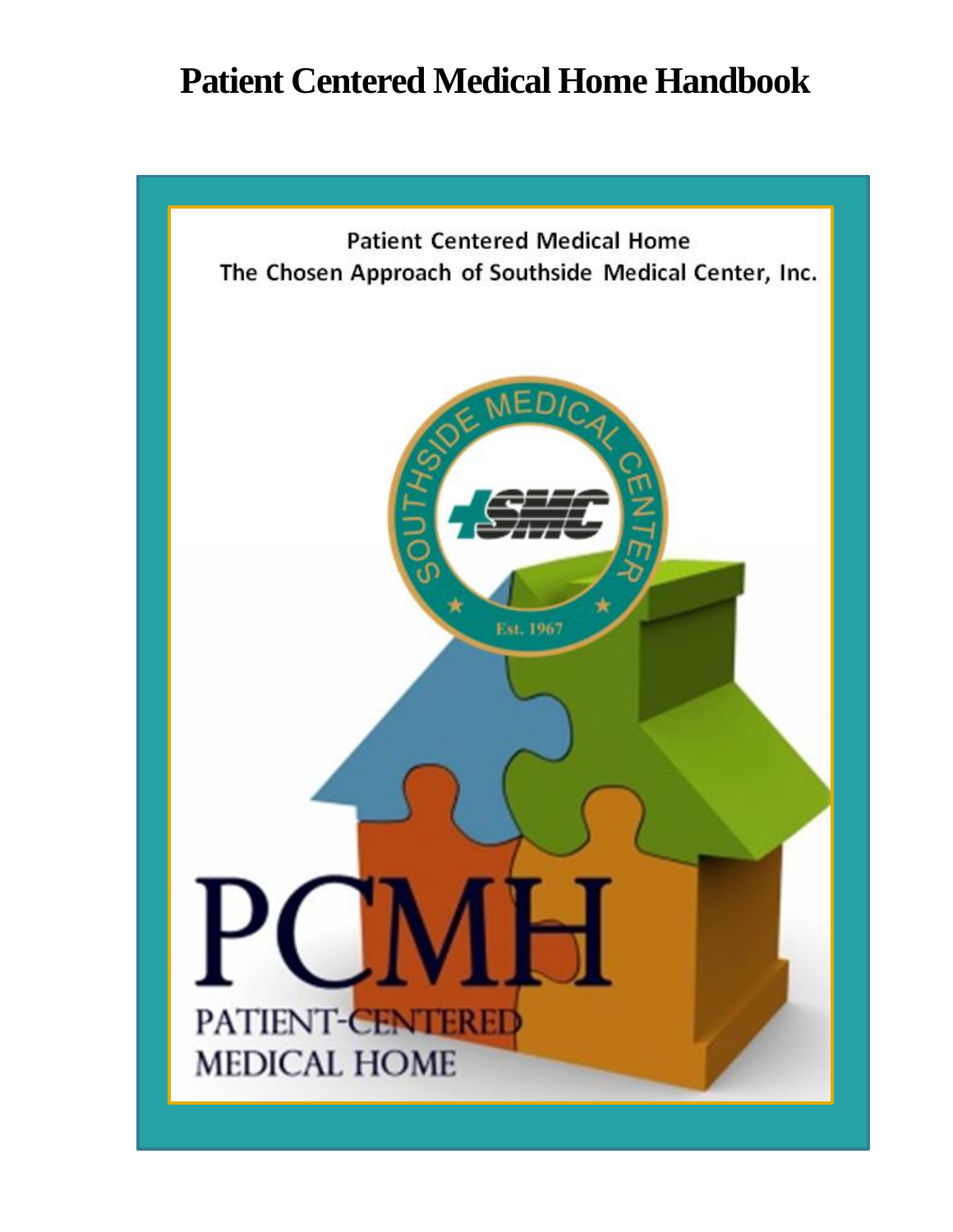# Patient Centered Medical Home Handbook

Patient Centered Medical Home
The Chosen Approach of Southside Medical Center, Inc.

SOUTHSIDE MEDICAL CENTER
SMC
Est. 1967

PCMH
PATIENT-CENTERED
MEDICAL HOME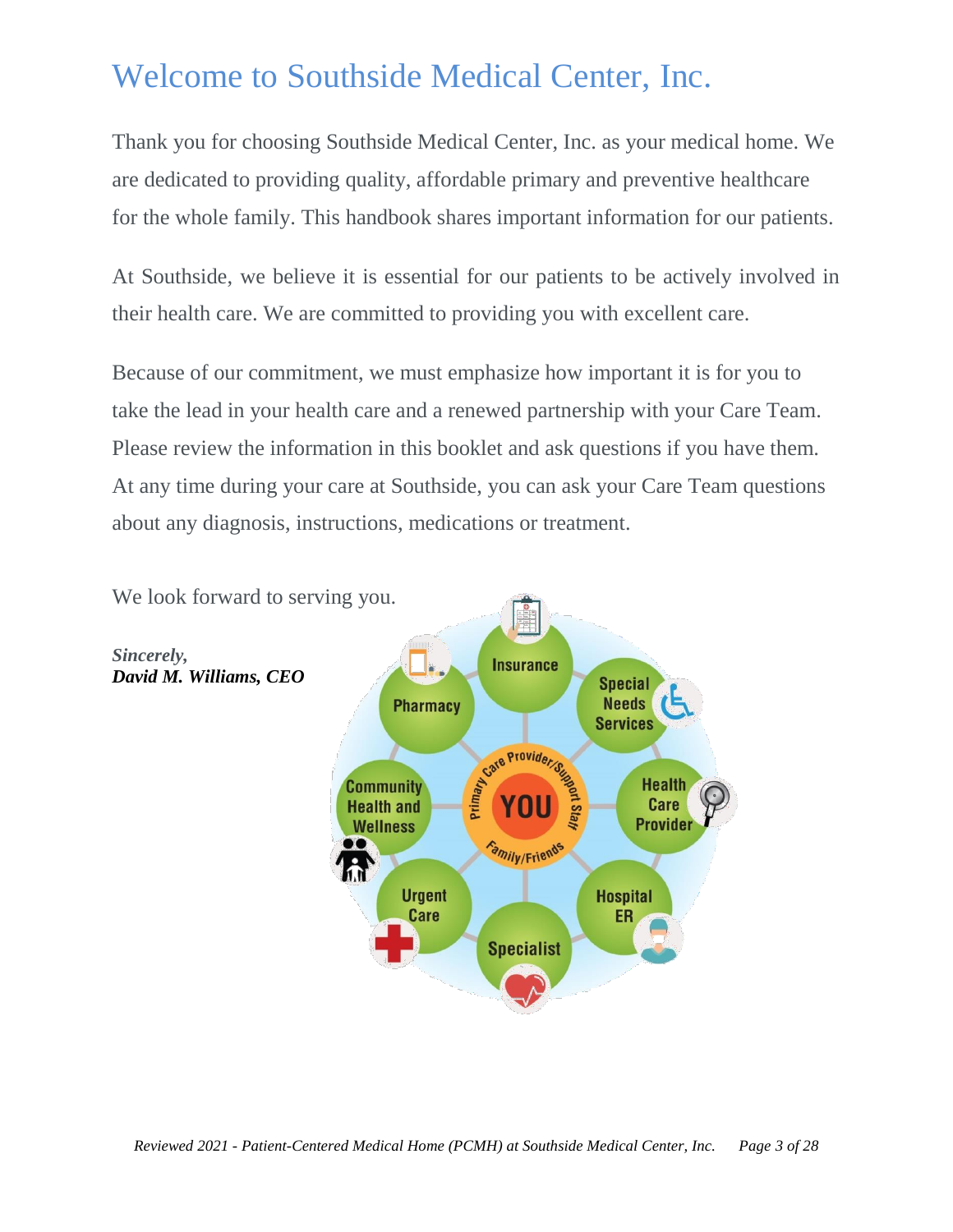# Welcome to Southside Medical Center, Inc.

Thank you for choosing Southside Medical Center, Inc. as your medical home. We are dedicated to providing quality, affordable primary and preventive healthcare for the whole family. This handbook shares important information for our patients.

At Southside, we believe it is essential for our patients to be actively involved in their health care. We are committed to providing you with excellent care.

Because of our commitment, we must emphasize how important it is for you to take the lead in your health care and a renewed partnership with your Care Team. Please review the information in this booklet and ask questions if you have them. At any time during your care at Southside, you can ask your Care Team questions about any diagnosis, instructions, medications or treatment.

We look forward to serving you.

***Sincerely,***
***David M. Williams, CEO***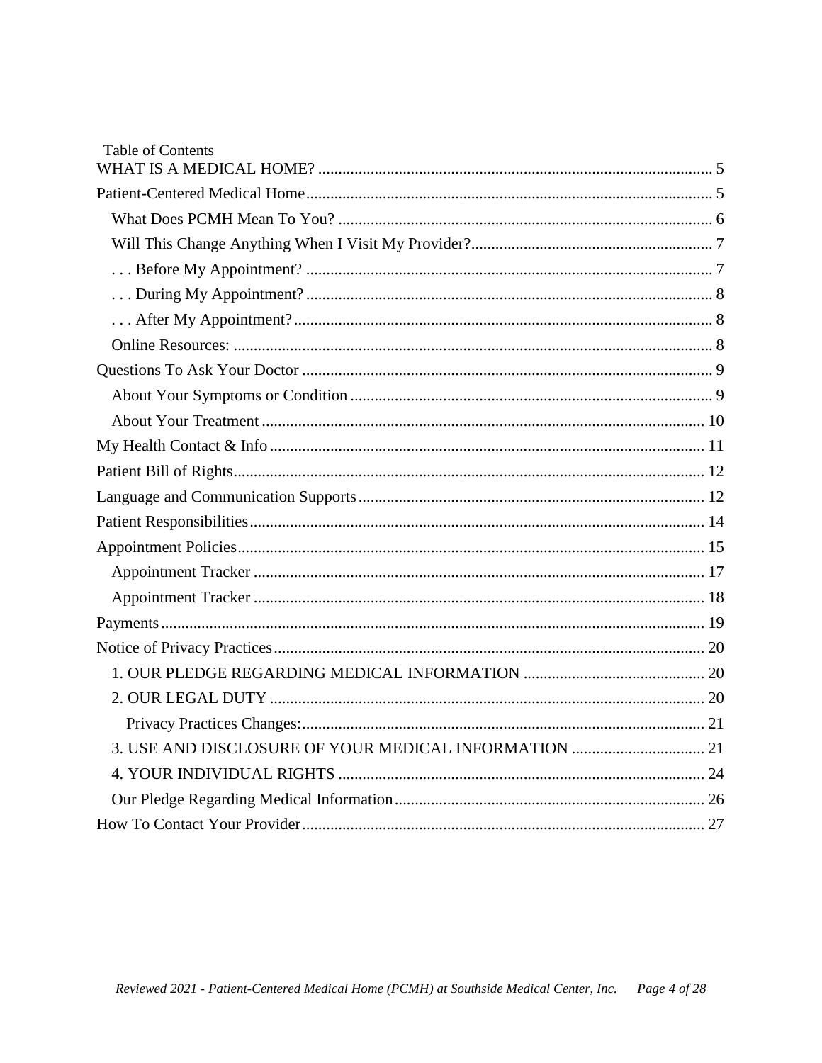Table of Contents

- WHAT IS A MEDICAL HOME? ..... 5
- Patient-Centered Medical Home ..... 5
  - What Does PCMH Mean To You? ..... 6
  - Will This Change Anything When I Visit My Provider? ..... 7
  - . . . Before My Appointment? ..... 7
  - . . . During My Appointment? ..... 8
  - . . . After My Appointment? ..... 8
  - Online Resources: ..... 8
- Questions To Ask Your Doctor ..... 9
  - About Your Symptoms or Condition ..... 9
  - About Your Treatment ..... 10
- My Health Contact & Info ..... 11
- Patient Bill of Rights ..... 12
- Language and Communication Supports ..... 12
- Patient Responsibilities ..... 14
- Appointment Policies ..... 15
  - Appointment Tracker ..... 17
  - Appointment Tracker ..... 18
- Payments ..... 19
- Notice of Privacy Practices ..... 20
  - 1. OUR PLEDGE REGARDING MEDICAL INFORMATION ..... 20
  - 2. OUR LEGAL DUTY ..... 20
    - Privacy Practices Changes: ..... 21
  - 3. USE AND DISCLOSURE OF YOUR MEDICAL INFORMATION ..... 21
  - 4. YOUR INDIVIDUAL RIGHTS ..... 24
  - Our Pledge Regarding Medical Information ..... 26
- How To Contact Your Provider ..... 27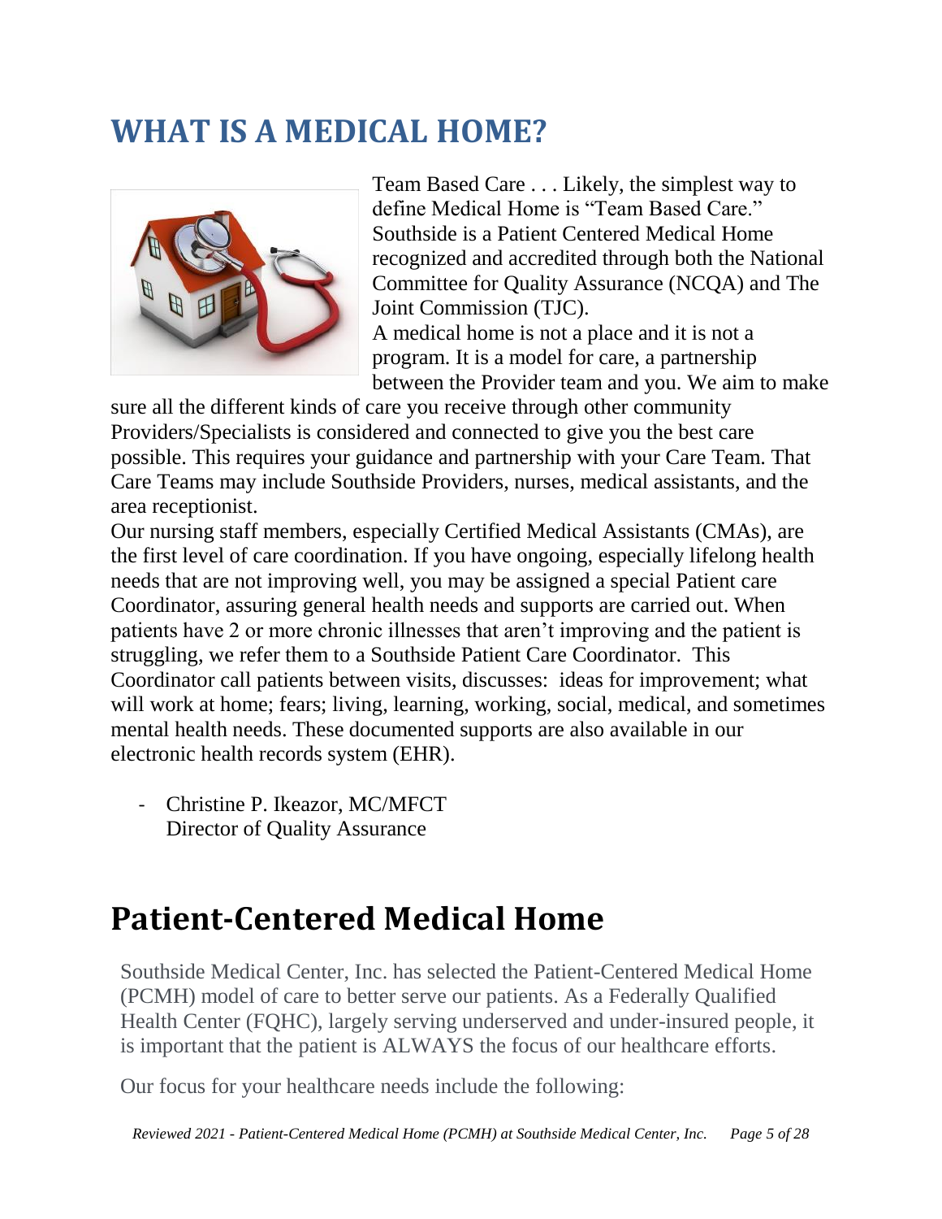# WHAT IS A MEDICAL HOME?

Team Based Care . . . Likely, the simplest way to define Medical Home is "Team Based Care." Southside is a Patient Centered Medical Home recognized and accredited through both the National Committee for Quality Assurance (NCQA) and The Joint Commission (TJC).

A medical home is not a place and it is not a program. It is a model for care, a partnership between the Provider team and you. We aim to make sure all the different kinds of care you receive through other community Providers/Specialists is considered and connected to give you the best care possible. This requires your guidance and partnership with your Care Team. That Care Teams may include Southside Providers, nurses, medical assistants, and the area receptionist.

Our nursing staff members, especially Certified Medical Assistants (CMAs), are the first level of care coordination. If you have ongoing, especially lifelong health needs that are not improving well, you may be assigned a special Patient care Coordinator, assuring general health needs and supports are carried out. When patients have 2 or more chronic illnesses that aren't improving and the patient is struggling, we refer them to a Southside Patient Care Coordinator. This Coordinator call patients between visits, discusses: ideas for improvement; what will work at home; fears; living, learning, working, social, medical, and sometimes mental health needs. These documented supports are also available in our electronic health records system (EHR).

- Christine P. Ikeazor, MC/MFCT
  Director of Quality Assurance

# Patient-Centered Medical Home

Southside Medical Center, Inc. has selected the Patient-Centered Medical Home (PCMH) model of care to better serve our patients. As a Federally Qualified Health Center (FQHC), largely serving underserved and under-insured people, it is important that the patient is ALWAYS the focus of our healthcare efforts.

Our focus for your healthcare needs include the following: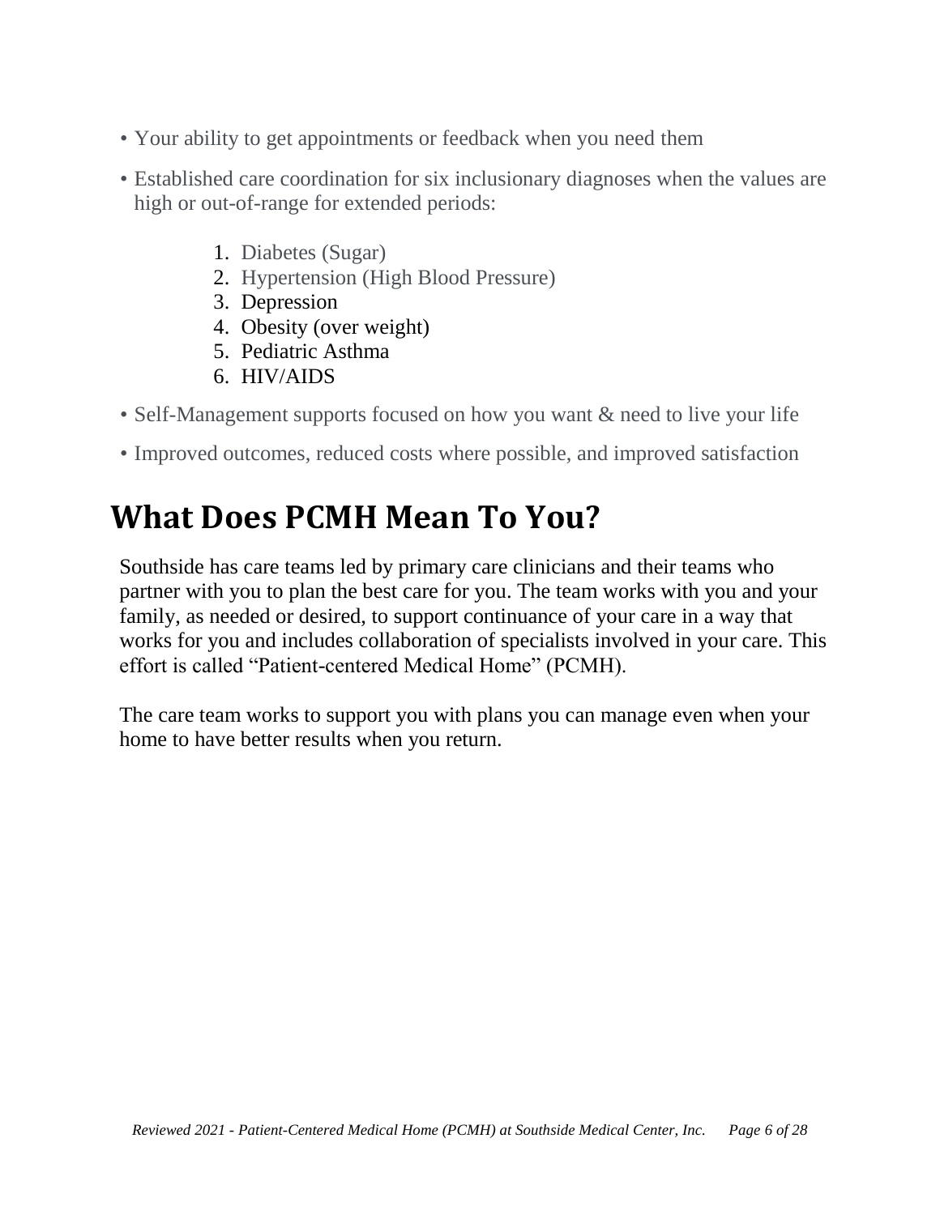- Your ability to get appointments or feedback when you need them
- Established care coordination for six inclusionary diagnoses when the values are high or out-of-range for extended periods:

    1. Diabetes (Sugar)
    2. Hypertension (High Blood Pressure)
    3. Depression
    4. Obesity (over weight)
    5. Pediatric Asthma
    6. HIV/AIDS

- Self-Management supports focused on how you want & need to live your life
- Improved outcomes, reduced costs where possible, and improved satisfaction

# What Does PCMH Mean To You?

Southside has care teams led by primary care clinicians and their teams who partner with you to plan the best care for you. The team works with you and your family, as needed or desired, to support continuance of your care in a way that works for you and includes collaboration of specialists involved in your care. This effort is called "Patient-centered Medical Home" (PCMH).

The care team works to support you with plans you can manage even when your home to have better results when you return.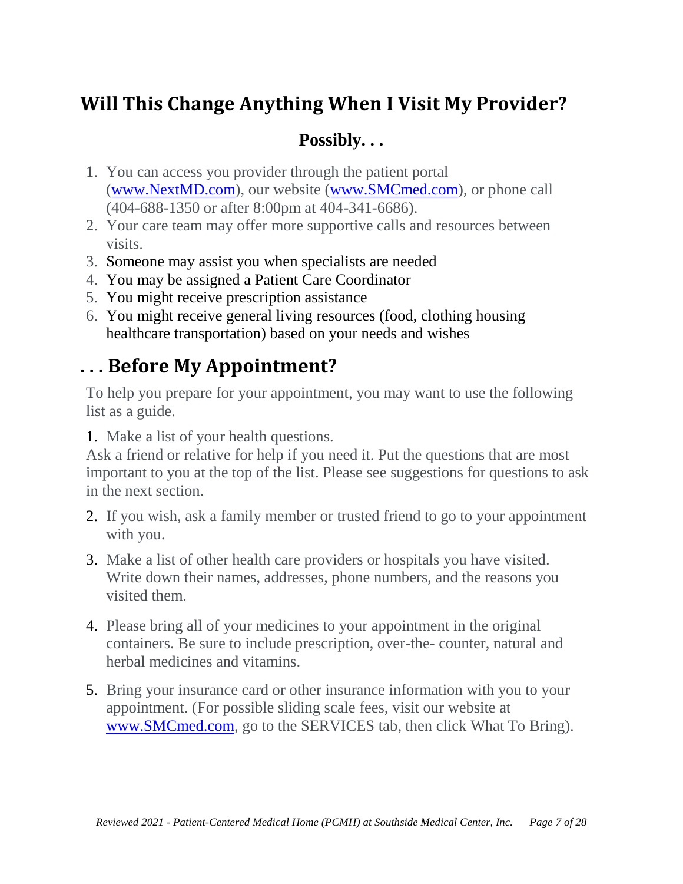## Will This Change Anything When I Visit My Provider?

### Possibly. . .

1. You can access you provider through the patient portal (www.NextMD.com), our website (www.SMCmed.com), or phone call (404-688-1350 or after 8:00pm at 404-341-6686).
2. Your care team may offer more supportive calls and resources between visits.
3. Someone may assist you when specialists are needed
4. You may be assigned a Patient Care Coordinator
5. You might receive prescription assistance
6. You might receive general living resources (food, clothing housing healthcare transportation) based on your needs and wishes

## . . . Before My Appointment?

To help you prepare for your appointment, you may want to use the following list as a guide.

1. Make a list of your health questions.

Ask a friend or relative for help if you need it. Put the questions that are most important to you at the top of the list. Please see suggestions for questions to ask in the next section.

2. If you wish, ask a family member or trusted friend to go to your appointment with you.
3. Make a list of other health care providers or hospitals you have visited. Write down their names, addresses, phone numbers, and the reasons you visited them.
4. Please bring all of your medicines to your appointment in the original containers. Be sure to include prescription, over-the- counter, natural and herbal medicines and vitamins.
5. Bring your insurance card or other insurance information with you to your appointment. (For possible sliding scale fees, visit our website at www.SMCmed.com, go to the SERVICES tab, then click What To Bring).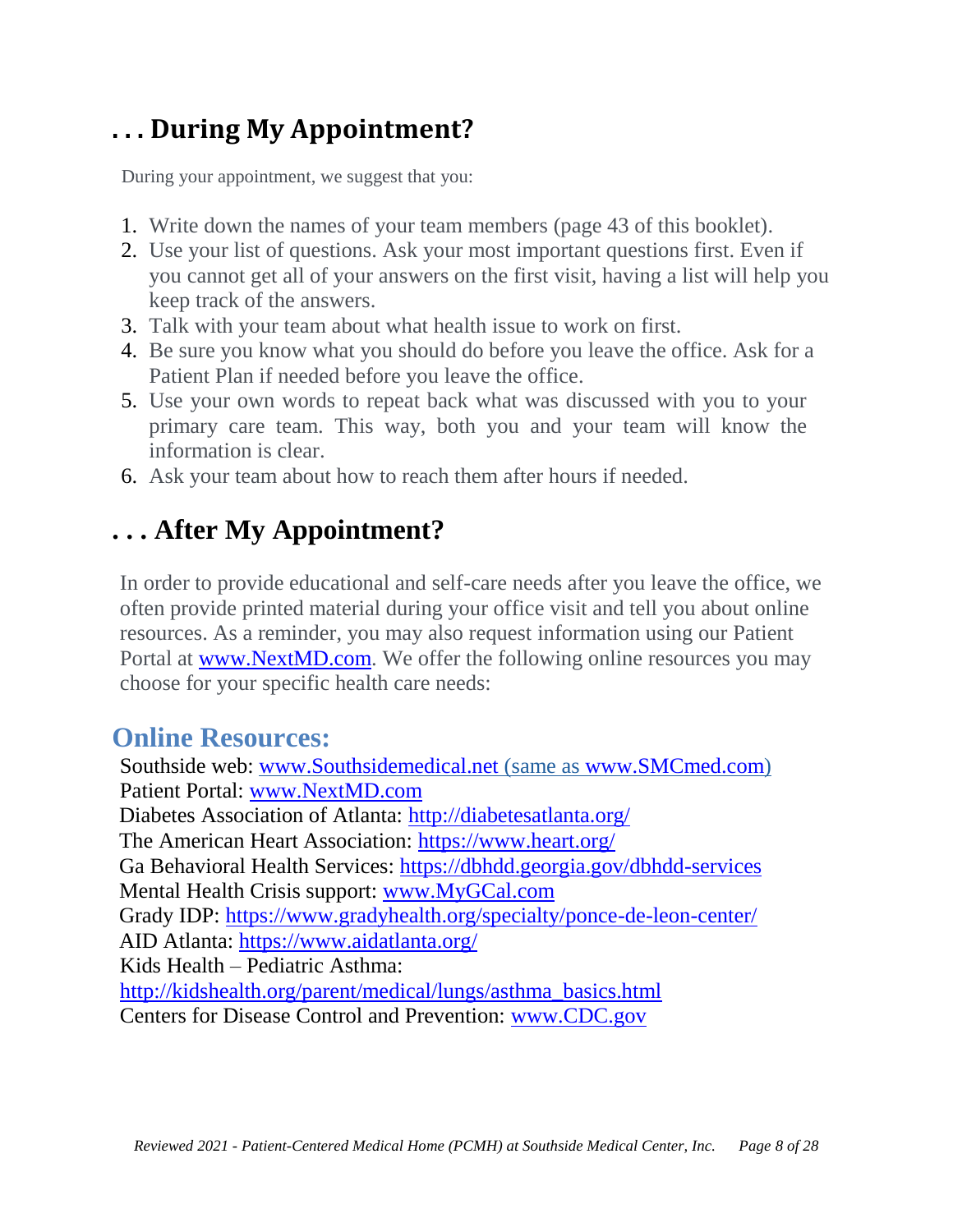## . . . During My Appointment?

During your appointment, we suggest that you:

1. Write down the names of your team members (page 43 of this booklet).
2. Use your list of questions. Ask your most important questions first. Even if you cannot get all of your answers on the first visit, having a list will help you keep track of the answers.
3. Talk with your team about what health issue to work on first.
4. Be sure you know what you should do before you leave the office. Ask for a Patient Plan if needed before you leave the office.
5. Use your own words to repeat back what was discussed with you to your primary care team. This way, both you and your team will know the information is clear.
6. Ask your team about how to reach them after hours if needed.

## . . . After My Appointment?

In order to provide educational and self-care needs after you leave the office, we often provide printed material during your office visit and tell you about online resources. As a reminder, you may also request information using our Patient Portal at www.NextMD.com. We offer the following online resources you may choose for your specific health care needs:

### Online Resources:

Southside web: www.Southsidemedical.net (same as www.SMCmed.com)
Patient Portal: www.NextMD.com
Diabetes Association of Atlanta: http://diabetesatlanta.org/
The American Heart Association: https://www.heart.org/
Ga Behavioral Health Services: https://dbhdd.georgia.gov/dbhdd-services
Mental Health Crisis support: www.MyGCal.com
Grady IDP: https://www.gradyhealth.org/specialty/ponce-de-leon-center/
AID Atlanta: https://www.aidatlanta.org/
Kids Health – Pediatric Asthma:
http://kidshealth.org/parent/medical/lungs/asthma_basics.html
Centers for Disease Control and Prevention: www.CDC.gov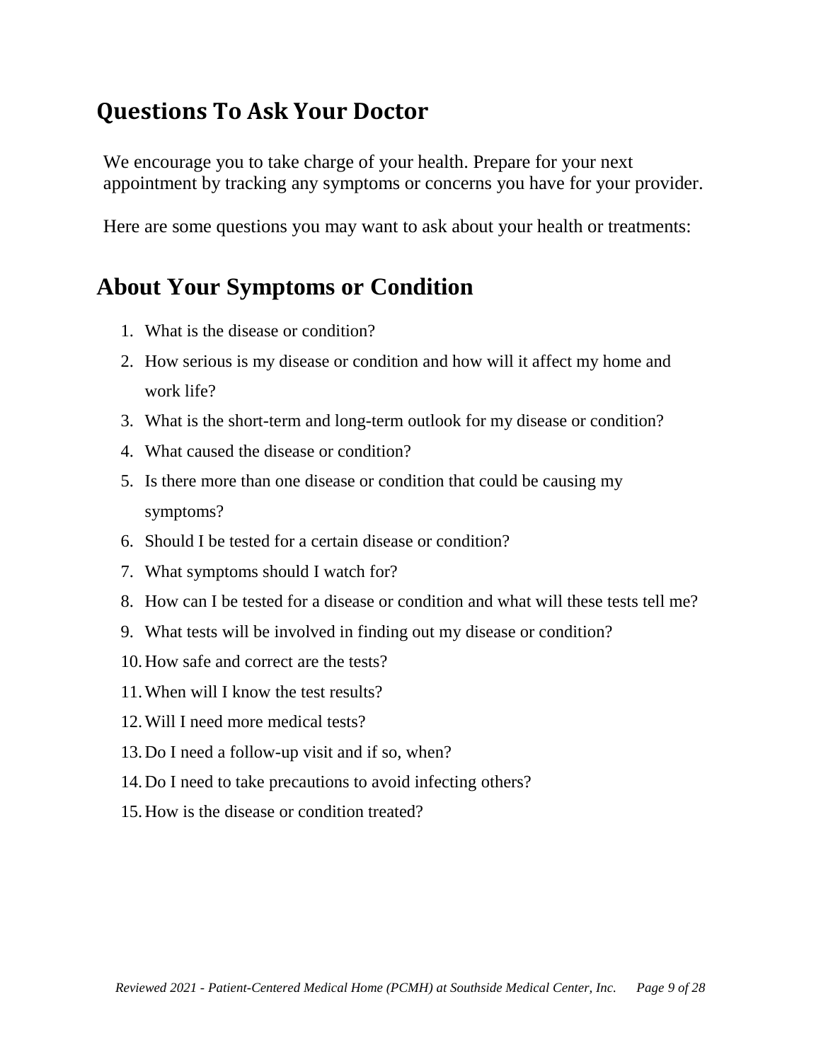# Questions To Ask Your Doctor

We encourage you to take charge of your health. Prepare for your next appointment by tracking any symptoms or concerns you have for your provider.

Here are some questions you may want to ask about your health or treatments:

## About Your Symptoms or Condition

1. What is the disease or condition?
2. How serious is my disease or condition and how will it affect my home and work life?
3. What is the short-term and long-term outlook for my disease or condition?
4. What caused the disease or condition?
5. Is there more than one disease or condition that could be causing my symptoms?
6. Should I be tested for a certain disease or condition?
7. What symptoms should I watch for?
8. How can I be tested for a disease or condition and what will these tests tell me?
9. What tests will be involved in finding out my disease or condition?
10. How safe and correct are the tests?
11. When will I know the test results?
12. Will I need more medical tests?
13. Do I need a follow-up visit and if so, when?
14. Do I need to take precautions to avoid infecting others?
15. How is the disease or condition treated?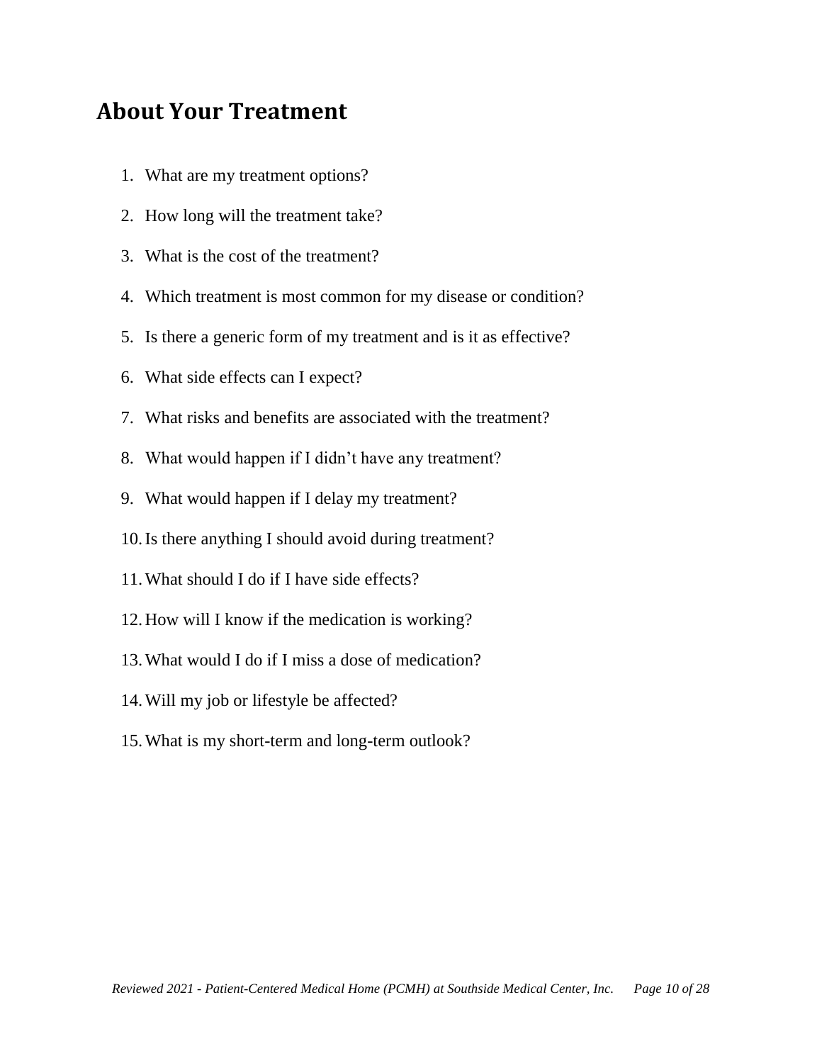## About Your Treatment

1. What are my treatment options?
2. How long will the treatment take?
3. What is the cost of the treatment?
4. Which treatment is most common for my disease or condition?
5. Is there a generic form of my treatment and is it as effective?
6. What side effects can I expect?
7. What risks and benefits are associated with the treatment?
8. What would happen if I didn't have any treatment?
9. What would happen if I delay my treatment?
10. Is there anything I should avoid during treatment?
11. What should I do if I have side effects?
12. How will I know if the medication is working?
13. What would I do if I miss a dose of medication?
14. Will my job or lifestyle be affected?
15. What is my short-term and long-term outlook?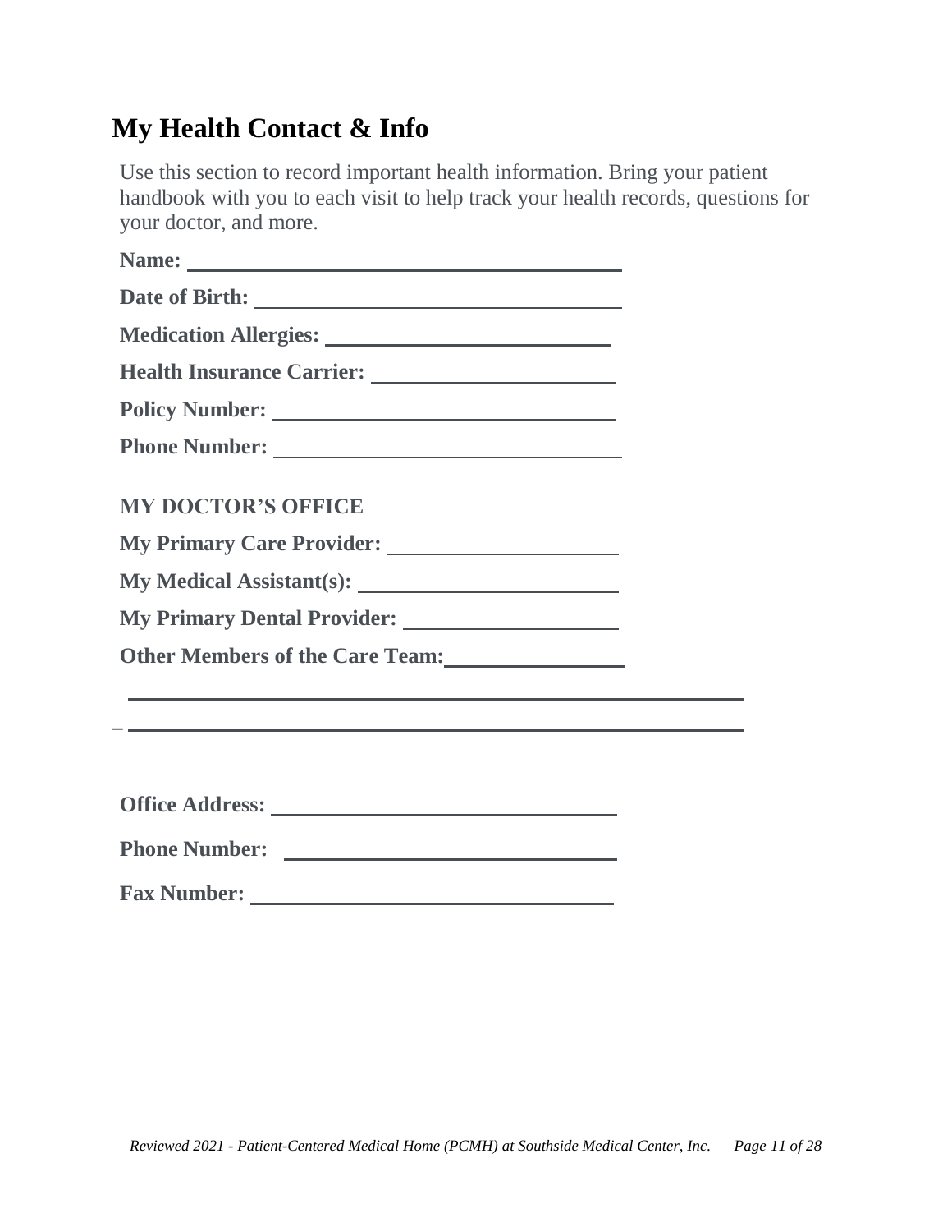## My Health Contact & Info

Use this section to record important health information. Bring your patient handbook with you to each visit to help track your health records, questions for your doctor, and more.

**Name:** ________________________________________

**Date of Birth:** ________________________________

**Medication Allergies:** __________________________

**Health Insurance Carrier:** _______________________

**Policy Number:** ______________________________

**Phone Number:** ______________________________

**MY DOCTOR'S OFFICE**

**My Primary Care Provider:** ____________________

**My Medical Assistant(s):** ______________________

**My Primary Dental Provider:** ___________________

**Other Members of the Care Team:** _______________

__________________________________________________________

– __________________________________________________________

**Office Address:** ______________________________

**Phone Number:** ______________________________

**Fax Number:** ________________________________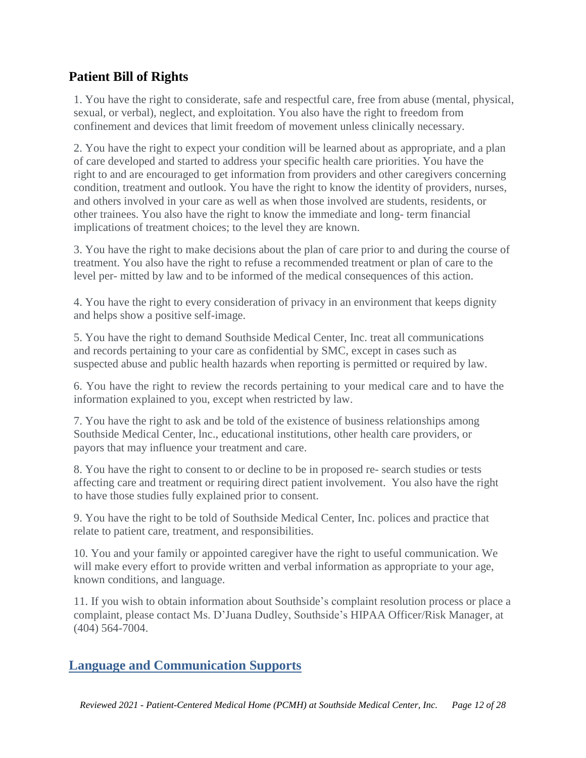## Patient Bill of Rights

1. You have the right to considerate, safe and respectful care, free from abuse (mental, physical, sexual, or verbal), neglect, and exploitation. You also have the right to freedom from confinement and devices that limit freedom of movement unless clinically necessary.

2. You have the right to expect your condition will be learned about as appropriate, and a plan of care developed and started to address your specific health care priorities. You have the right to and are encouraged to get information from providers and other caregivers concerning condition, treatment and outlook. You have the right to know the identity of providers, nurses, and others involved in your care as well as when those involved are students, residents, or other trainees. You also have the right to know the immediate and long- term financial implications of treatment choices; to the level they are known.

3. You have the right to make decisions about the plan of care prior to and during the course of treatment. You also have the right to refuse a recommended treatment or plan of care to the level per- mitted by law and to be informed of the medical consequences of this action.

4. You have the right to every consideration of privacy in an environment that keeps dignity and helps show a positive self-image.

5. You have the right to demand Southside Medical Center, Inc. treat all communications and records pertaining to your care as confidential by SMC, except in cases such as suspected abuse and public health hazards when reporting is permitted or required by law.

6. You have the right to review the records pertaining to your medical care and to have the information explained to you, except when restricted by law.

7. You have the right to ask and be told of the existence of business relationships among Southside Medical Center, lnc., educational institutions, other health care providers, or payors that may influence your treatment and care.

8. You have the right to consent to or decline to be in proposed re- search studies or tests affecting care and treatment or requiring direct patient involvement. You also have the right to have those studies fully explained prior to consent.

9. You have the right to be told of Southside Medical Center, Inc. polices and practice that relate to patient care, treatment, and responsibilities.

10. You and your family or appointed caregiver have the right to useful communication. We will make every effort to provide written and verbal information as appropriate to your age, known conditions, and language.

11. If you wish to obtain information about Southside's complaint resolution process or place a complaint, please contact Ms. D'Juana Dudley, Southside's HIPAA Officer/Risk Manager, at (404) 564-7004.

## Language and Communication Supports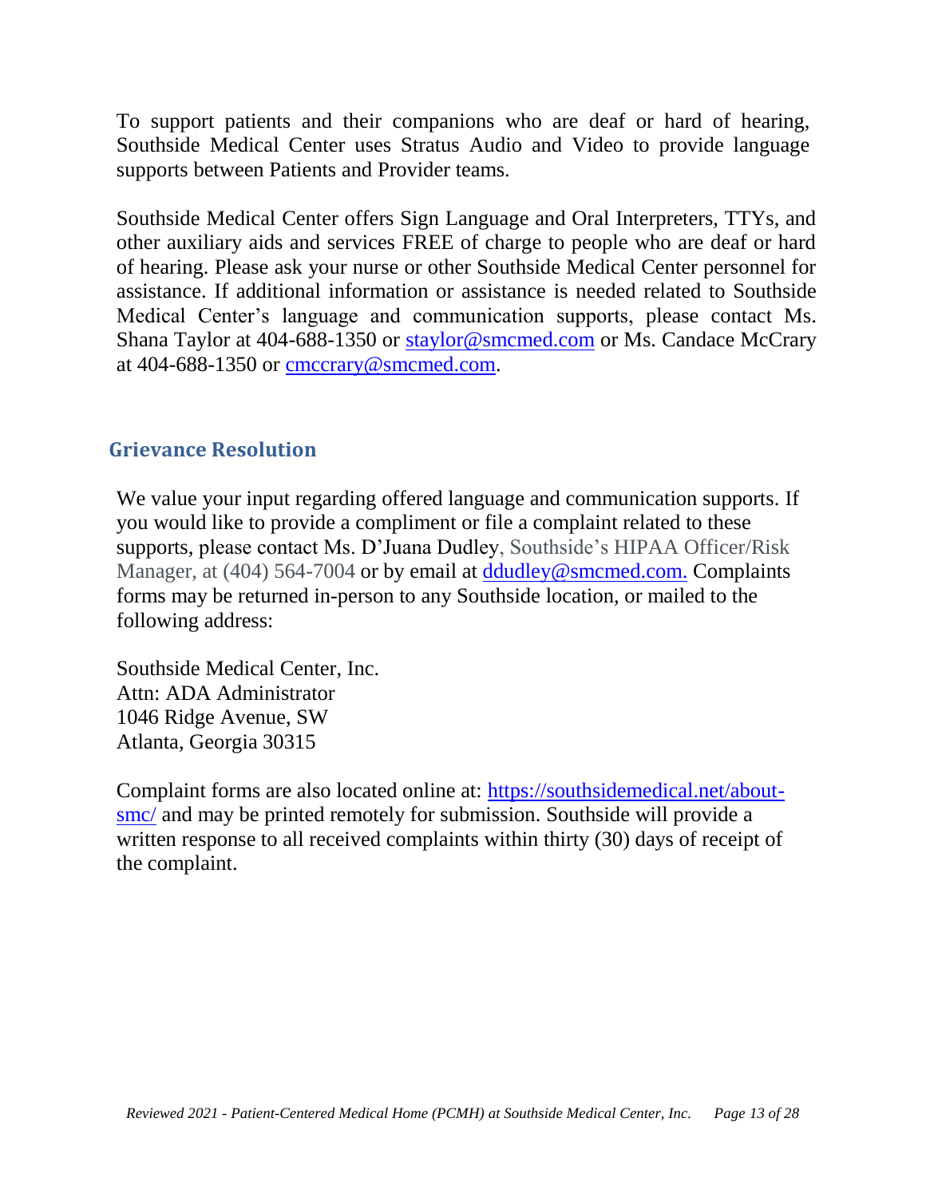To support patients and their companions who are deaf or hard of hearing, Southside Medical Center uses Stratus Audio and Video to provide language supports between Patients and Provider teams.

Southside Medical Center offers Sign Language and Oral Interpreters, TTYs, and other auxiliary aids and services FREE of charge to people who are deaf or hard of hearing. Please ask your nurse or other Southside Medical Center personnel for assistance. If additional information or assistance is needed related to Southside Medical Center's language and communication supports, please contact Ms. Shana Taylor at 404-688-1350 or staylor@smcmed.com or Ms. Candace McCrary at 404-688-1350 or cmccrary@smcmed.com.

## Grievance Resolution

We value your input regarding offered language and communication supports. If you would like to provide a compliment or file a complaint related to these supports, please contact Ms. D'Juana Dudley, Southside's HIPAA Officer/Risk Manager, at (404) 564-7004 or by email at ddudley@smcmed.com. Complaints forms may be returned in-person to any Southside location, or mailed to the following address:

Southside Medical Center, Inc.
Attn: ADA Administrator
1046 Ridge Avenue, SW
Atlanta, Georgia 30315

Complaint forms are also located online at: https://southsidemedical.net/about-smc/ and may be printed remotely for submission. Southside will provide a written response to all received complaints within thirty (30) days of receipt of the complaint.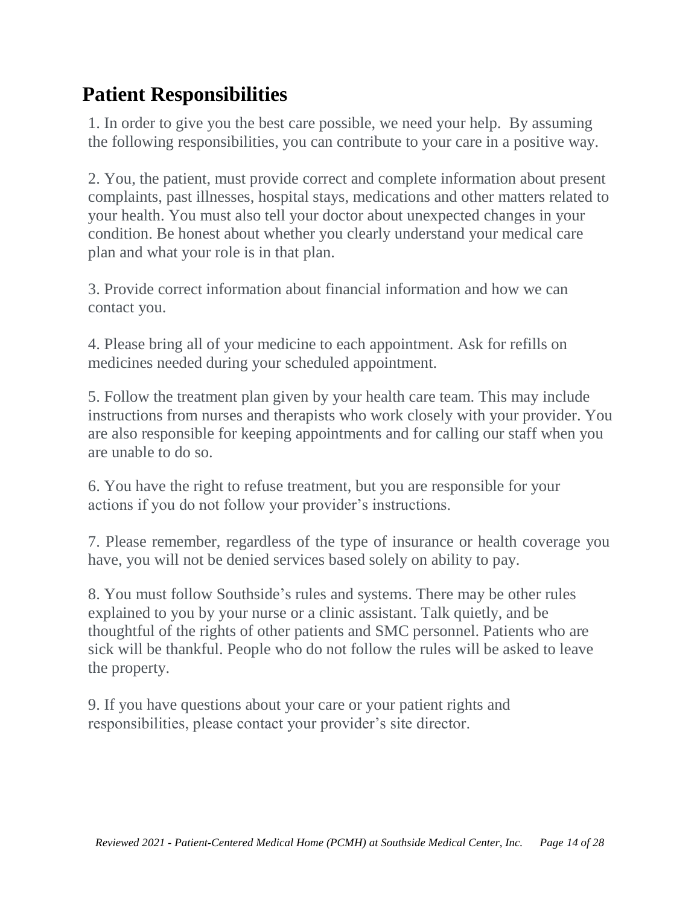## Patient Responsibilities

1. In order to give you the best care possible, we need your help. By assuming the following responsibilities, you can contribute to your care in a positive way.

2. You, the patient, must provide correct and complete information about present complaints, past illnesses, hospital stays, medications and other matters related to your health. You must also tell your doctor about unexpected changes in your condition. Be honest about whether you clearly understand your medical care plan and what your role is in that plan.

3. Provide correct information about financial information and how we can contact you.

4. Please bring all of your medicine to each appointment. Ask for refills on medicines needed during your scheduled appointment.

5. Follow the treatment plan given by your health care team. This may include instructions from nurses and therapists who work closely with your provider. You are also responsible for keeping appointments and for calling our staff when you are unable to do so.

6. You have the right to refuse treatment, but you are responsible for your actions if you do not follow your provider's instructions.

7. Please remember, regardless of the type of insurance or health coverage you have, you will not be denied services based solely on ability to pay.

8. You must follow Southside's rules and systems. There may be other rules explained to you by your nurse or a clinic assistant. Talk quietly, and be thoughtful of the rights of other patients and SMC personnel. Patients who are sick will be thankful. People who do not follow the rules will be asked to leave the property.

9. If you have questions about your care or your patient rights and responsibilities, please contact your provider's site director.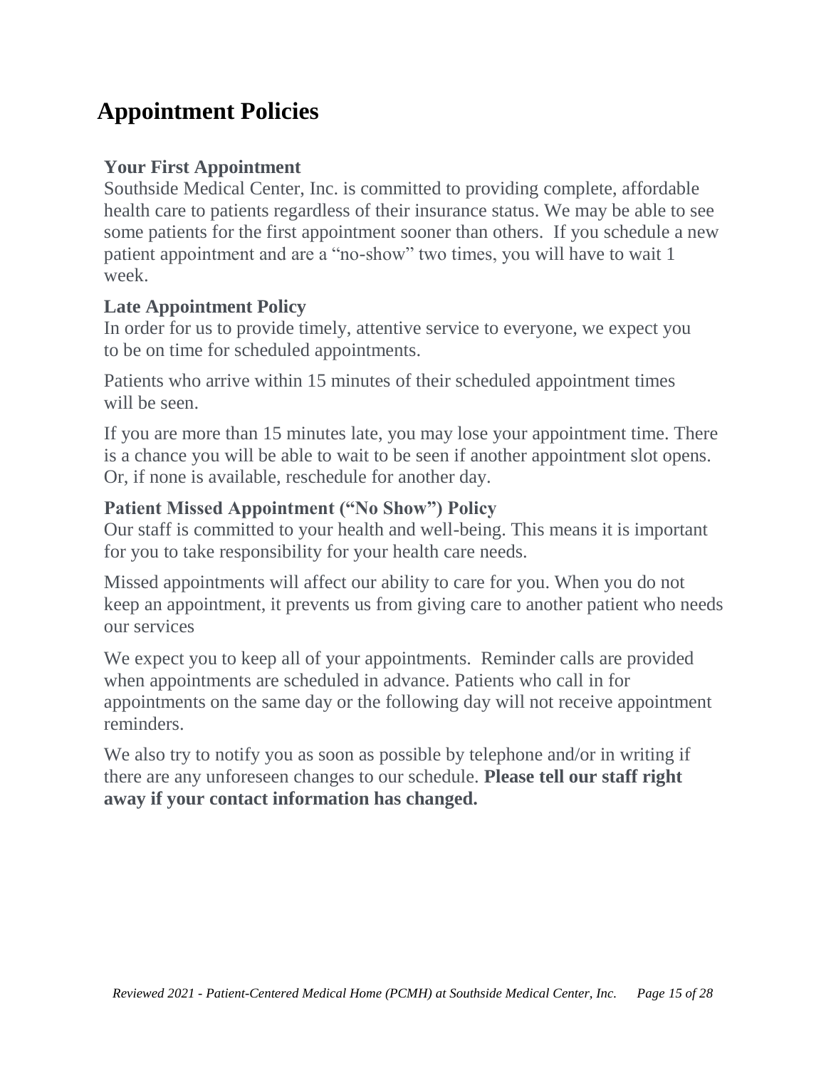# Appointment Policies

### Your First Appointment

Southside Medical Center, Inc. is committed to providing complete, affordable health care to patients regardless of their insurance status. We may be able to see some patients for the first appointment sooner than others. If you schedule a new patient appointment and are a "no-show" two times, you will have to wait 1 week.

### Late Appointment Policy

In order for us to provide timely, attentive service to everyone, we expect you to be on time for scheduled appointments.

Patients who arrive within 15 minutes of their scheduled appointment times will be seen.

If you are more than 15 minutes late, you may lose your appointment time. There is a chance you will be able to wait to be seen if another appointment slot opens. Or, if none is available, reschedule for another day.

### Patient Missed Appointment ("No Show") Policy

Our staff is committed to your health and well-being. This means it is important for you to take responsibility for your health care needs.

Missed appointments will affect our ability to care for you. When you do not keep an appointment, it prevents us from giving care to another patient who needs our services

We expect you to keep all of your appointments. Reminder calls are provided when appointments are scheduled in advance. Patients who call in for appointments on the same day or the following day will not receive appointment reminders.

We also try to notify you as soon as possible by telephone and/or in writing if there are any unforeseen changes to our schedule. **Please tell our staff right away if your contact information has changed.**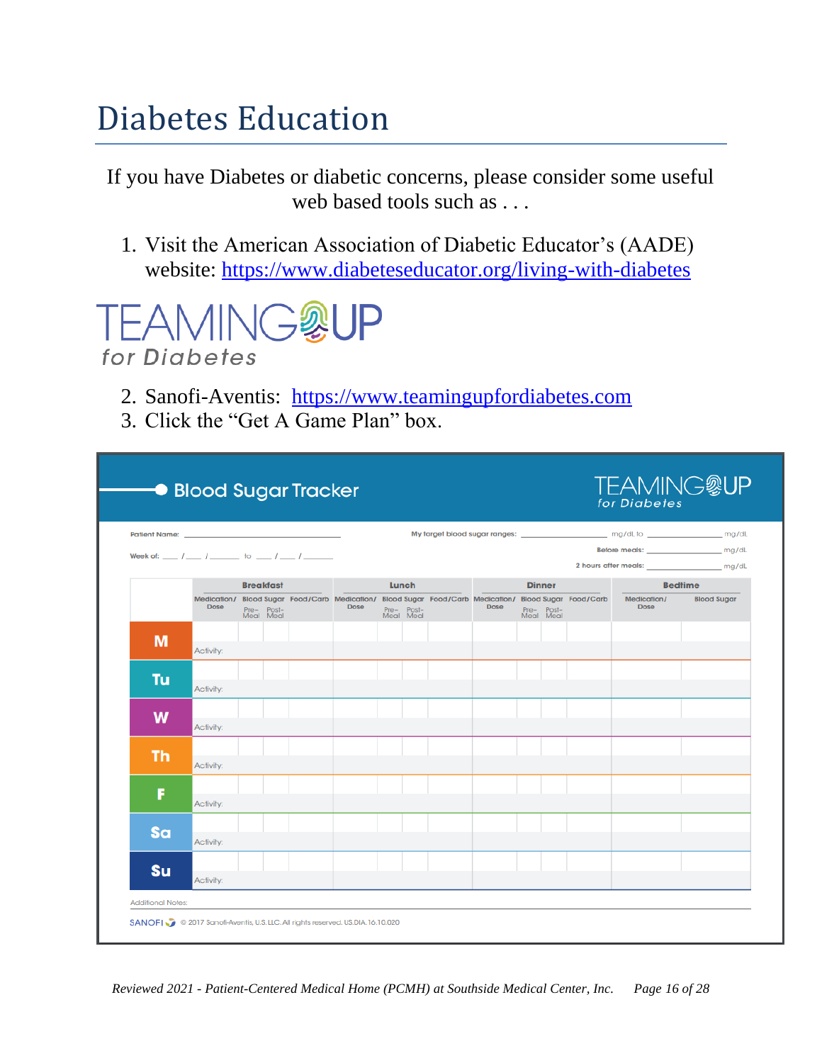# Diabetes Education

If you have Diabetes or diabetic concerns, please consider some useful web based tools such as . . .

1. Visit the American Association of Diabetic Educator's (AADE) website: https://www.diabeteseducator.org/living-with-diabetes

TEAMING UP for Diabetes

2. Sanofi-Aventis: https://www.teamingupfordiabetes.com
3. Click the "Get A Game Plan" box.

**Blood Sugar Tracker** — TEAMING UP for Diabetes

Patient Name: ______________________

Week of: ___ /___ /_____ to ___ /___ /_____

My target blood sugar ranges: ____________ mg/dL to ____________ mg/dL

Before meals: ____________ mg/dL

2 hours after meals: ____________ mg/dL

| | Breakfast | | | | Lunch | | | | Dinner | | | | Bedtime | |
|---|---|---|---|---|---|---|---|---|---|---|---|---|---|---|
| | Medication/ Dose | Blood Sugar Pre-Meal | Blood Sugar Post-Meal | Food/Carb | Medication/ Dose | Blood Sugar Pre-Meal | Blood Sugar Post-Meal | Food/Carb | Medication/ Dose | Blood Sugar Pre-Meal | Blood Sugar Post-Meal | Food/Carb | Medication/ Dose | Blood Sugar |
| M | | | | | | | | | | | | | | |
| | Activity: | | | | | | | | | | | | | |
| Tu | | | | | | | | | | | | | | |
| | Activity: | | | | | | | | | | | | | |
| W | | | | | | | | | | | | | | |
| | Activity: | | | | | | | | | | | | | |
| Th | | | | | | | | | | | | | | |
| | Activity: | | | | | | | | | | | | | |
| F | | | | | | | | | | | | | | |
| | Activity: | | | | | | | | | | | | | |
| Sa | | | | | | | | | | | | | | |
| | Activity: | | | | | | | | | | | | | |
| Su | | | | | | | | | | | | | | |
| | Activity: | | | | | | | | | | | | | |

Additional Notes:

SANOFI © 2017 Sanofi-Aventis, U.S. LLC. All rights reserved. US.DIA.16.10.020

*Reviewed 2021 - Patient-Centered Medical Home (PCMH) at Southside Medical Center, Inc.*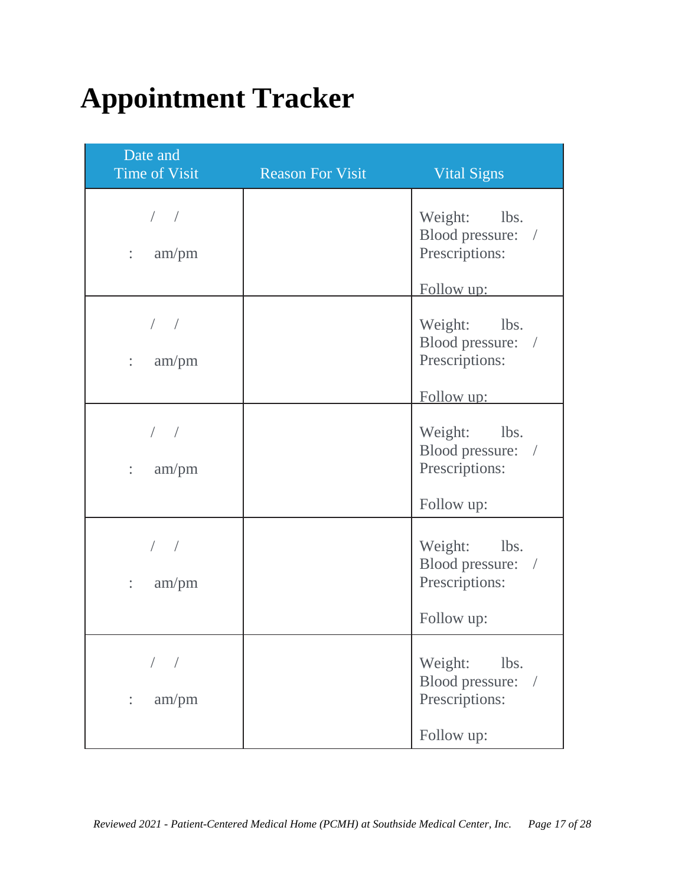# Appointment Tracker

| Date and Time of Visit | Reason For Visit | Vital Signs |
|---|---|---|
| / / <br> : am/pm | | Weight: lbs.<br>Blood pressure: /<br>Prescriptions:<br><br>Follow up: |
| / / <br> : am/pm | | Weight: lbs.<br>Blood pressure: /<br>Prescriptions:<br><br>Follow up: |
| / / <br> : am/pm | | Weight: lbs.<br>Blood pressure: /<br>Prescriptions:<br><br>Follow up: |
| / / <br> : am/pm | | Weight: lbs.<br>Blood pressure: /<br>Prescriptions:<br><br>Follow up: |
| / / <br> : am/pm | | Weight: lbs.<br>Blood pressure: /<br>Prescriptions:<br><br>Follow up: |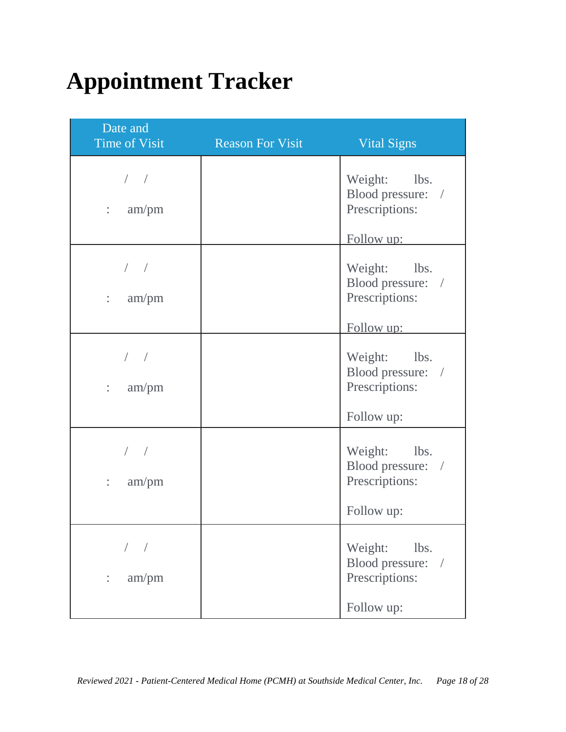# Appointment Tracker

| Date and Time of Visit | Reason For Visit | Vital Signs |
|---|---|---|
| / / <br> : am/pm | | Weight: lbs.<br>Blood pressure: /<br>Prescriptions:<br><br>Follow up: |
| / / <br> : am/pm | | Weight: lbs.<br>Blood pressure: /<br>Prescriptions:<br><br>Follow up: |
| / / <br> : am/pm | | Weight: lbs.<br>Blood pressure: /<br>Prescriptions:<br><br>Follow up: |
| / / <br> : am/pm | | Weight: lbs.<br>Blood pressure: /<br>Prescriptions:<br><br>Follow up: |
| / / <br> : am/pm | | Weight: lbs.<br>Blood pressure: /<br>Prescriptions:<br><br>Follow up: |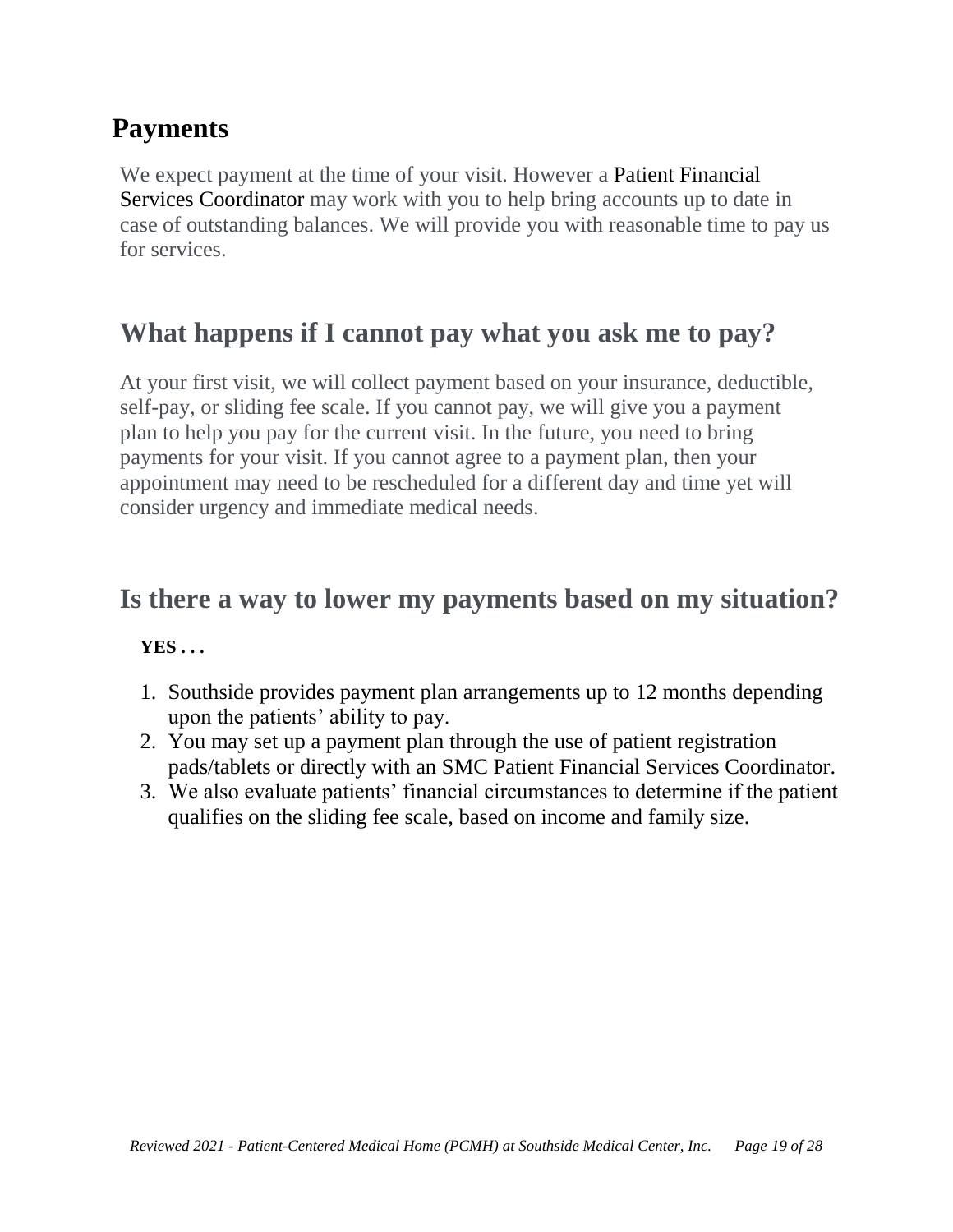# Payments

We expect payment at the time of your visit. However a Patient Financial Services Coordinator may work with you to help bring accounts up to date in case of outstanding balances. We will provide you with reasonable time to pay us for services.

## What happens if I cannot pay what you ask me to pay?

At your first visit, we will collect payment based on your insurance, deductible, self-pay, or sliding fee scale. If you cannot pay, we will give you a payment plan to help you pay for the current visit. In the future, you need to bring payments for your visit. If you cannot agree to a payment plan, then your appointment may need to be rescheduled for a different day and time yet will consider urgency and immediate medical needs.

## Is there a way to lower my payments based on my situation?

**YES . . .**

1. Southside provides payment plan arrangements up to 12 months depending upon the patients' ability to pay.
2. You may set up a payment plan through the use of patient registration pads/tablets or directly with an SMC Patient Financial Services Coordinator.
3. We also evaluate patients' financial circumstances to determine if the patient qualifies on the sliding fee scale, based on income and family size.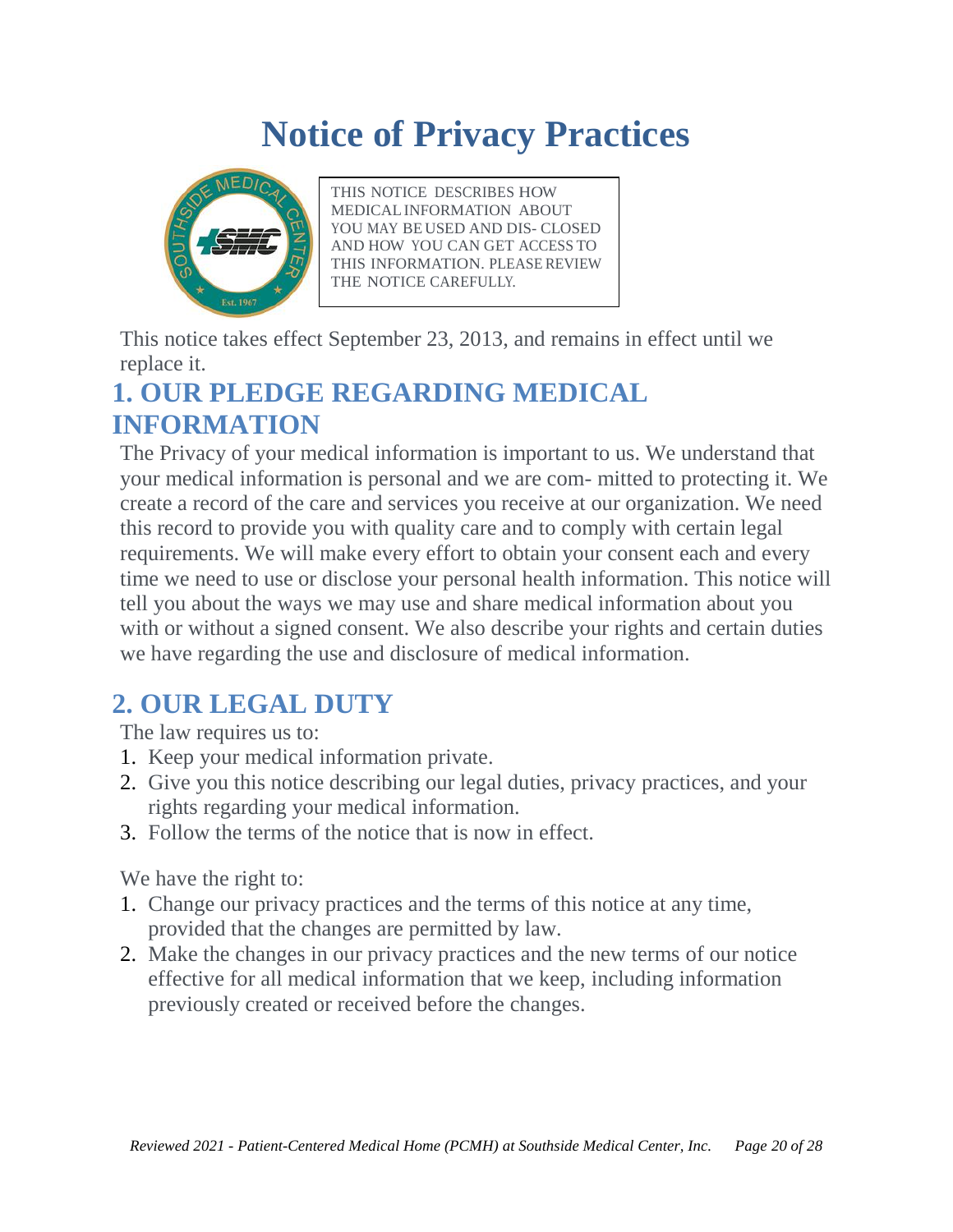# Notice of Privacy Practices

THIS NOTICE DESCRIBES HOW MEDICAL INFORMATION ABOUT YOU MAY BE USED AND DIS- CLOSED AND HOW YOU CAN GET ACCESS TO THIS INFORMATION. PLEASE REVIEW THE NOTICE CAREFULLY.

This notice takes effect September 23, 2013, and remains in effect until we replace it.

## 1. OUR PLEDGE REGARDING MEDICAL INFORMATION

The Privacy of your medical information is important to us. We understand that your medical information is personal and we are com- mitted to protecting it. We create a record of the care and services you receive at our organization. We need this record to provide you with quality care and to comply with certain legal requirements. We will make every effort to obtain your consent each and every time we need to use or disclose your personal health information. This notice will tell you about the ways we may use and share medical information about you with or without a signed consent. We also describe your rights and certain duties we have regarding the use and disclosure of medical information.

## 2. OUR LEGAL DUTY

The law requires us to:

1. Keep your medical information private.
2. Give you this notice describing our legal duties, privacy practices, and your rights regarding your medical information.
3. Follow the terms of the notice that is now in effect.

We have the right to:

1. Change our privacy practices and the terms of this notice at any time, provided that the changes are permitted by law.
2. Make the changes in our privacy practices and the new terms of our notice effective for all medical information that we keep, including information previously created or received before the changes.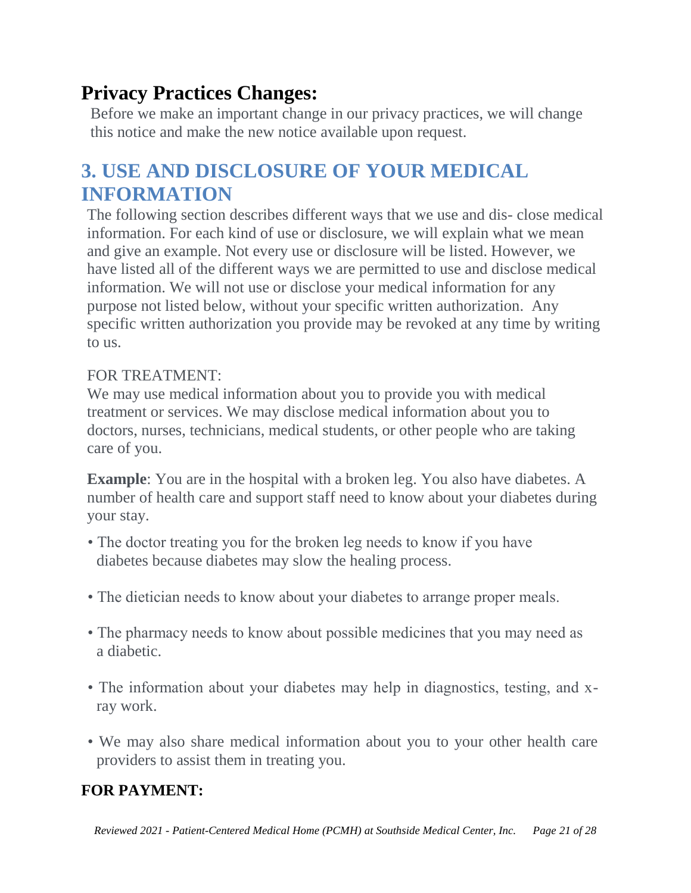## Privacy Practices Changes:

Before we make an important change in our privacy practices, we will change this notice and make the new notice available upon request.

## 3. USE AND DISCLOSURE OF YOUR MEDICAL INFORMATION

The following section describes different ways that we use and dis- close medical information. For each kind of use or disclosure, we will explain what we mean and give an example. Not every use or disclosure will be listed. However, we have listed all of the different ways we are permitted to use and disclose medical information. We will not use or disclose your medical information for any purpose not listed below, without your specific written authorization. Any specific written authorization you provide may be revoked at any time by writing to us.

FOR TREATMENT:

We may use medical information about you to provide you with medical treatment or services. We may disclose medical information about you to doctors, nurses, technicians, medical students, or other people who are taking care of you.

**Example**: You are in the hospital with a broken leg. You also have diabetes. A number of health care and support staff need to know about your diabetes during your stay.

- The doctor treating you for the broken leg needs to know if you have diabetes because diabetes may slow the healing process.
- The dietician needs to know about your diabetes to arrange proper meals.
- The pharmacy needs to know about possible medicines that you may need as a diabetic.
- The information about your diabetes may help in diagnostics, testing, and x-ray work.
- We may also share medical information about you to your other health care providers to assist them in treating you.

**FOR PAYMENT:**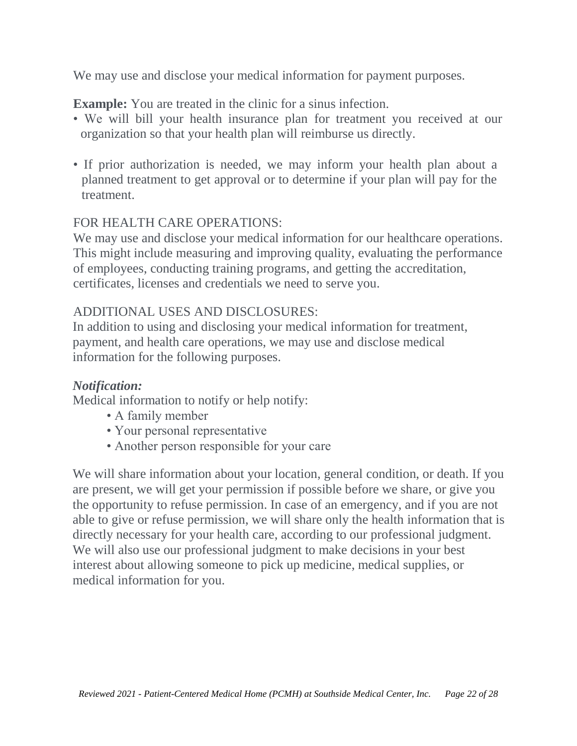We may use and disclose your medical information for payment purposes.

**Example:** You are treated in the clinic for a sinus infection.

- We will bill your health insurance plan for treatment you received at our organization so that your health plan will reimburse us directly.
- If prior authorization is needed, we may inform your health plan about a planned treatment to get approval or to determine if your plan will pay for the treatment.

FOR HEALTH CARE OPERATIONS:

We may use and disclose your medical information for our healthcare operations. This might include measuring and improving quality, evaluating the performance of employees, conducting training programs, and getting the accreditation, certificates, licenses and credentials we need to serve you.

ADDITIONAL USES AND DISCLOSURES:

In addition to using and disclosing your medical information for treatment, payment, and health care operations, we may use and disclose medical information for the following purposes.

***Notification:***

Medical information to notify or help notify:

- A family member
- Your personal representative
- Another person responsible for your care

We will share information about your location, general condition, or death. If you are present, we will get your permission if possible before we share, or give you the opportunity to refuse permission. In case of an emergency, and if you are not able to give or refuse permission, we will share only the health information that is directly necessary for your health care, according to our professional judgment. We will also use our professional judgment to make decisions in your best interest about allowing someone to pick up medicine, medical supplies, or medical information for you.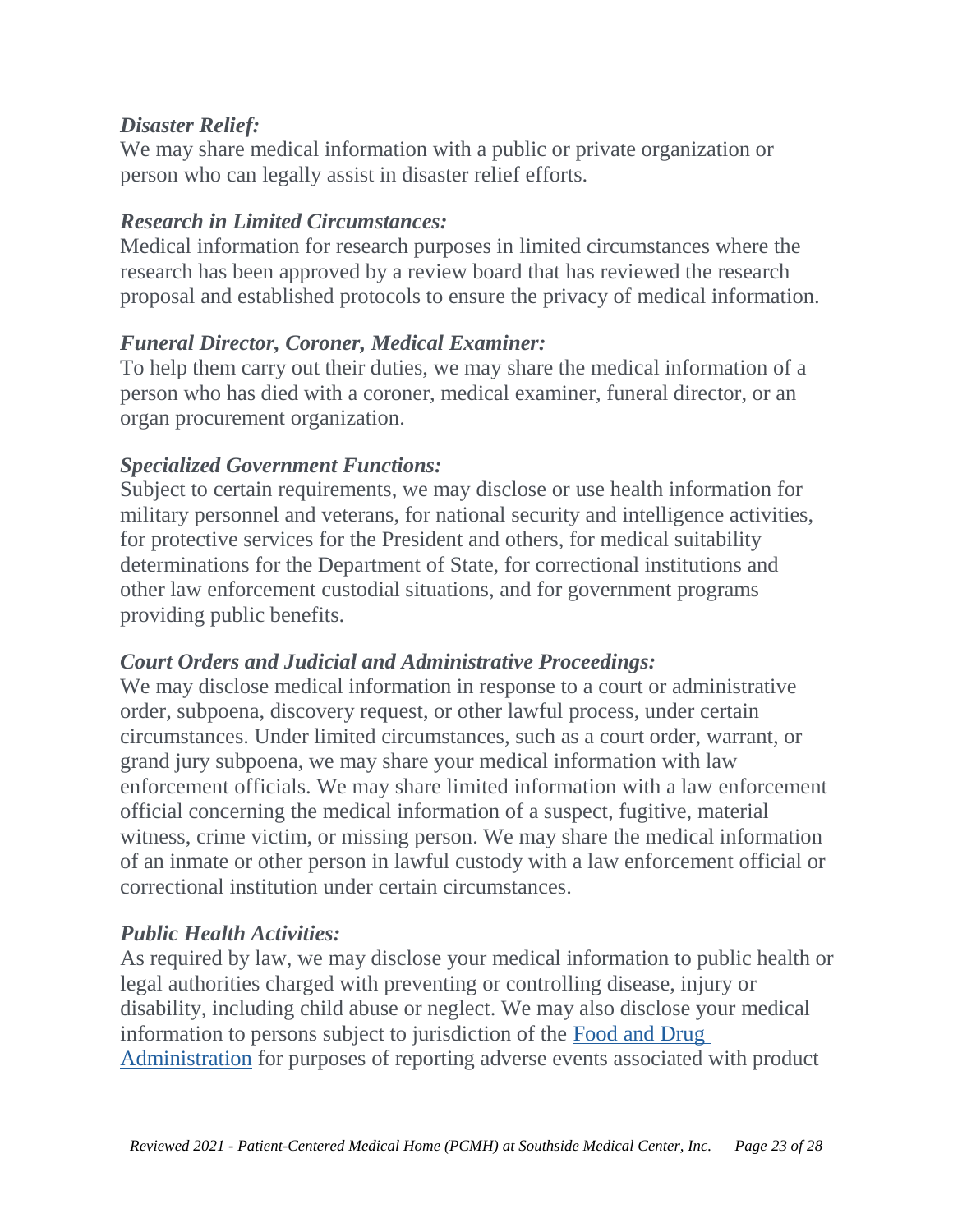***Disaster Relief:***
We may share medical information with a public or private organization or person who can legally assist in disaster relief efforts.

***Research in Limited Circumstances:***
Medical information for research purposes in limited circumstances where the research has been approved by a review board that has reviewed the research proposal and established protocols to ensure the privacy of medical information.

***Funeral Director, Coroner, Medical Examiner:***
To help them carry out their duties, we may share the medical information of a person who has died with a coroner, medical examiner, funeral director, or an organ procurement organization.

***Specialized Government Functions:***
Subject to certain requirements, we may disclose or use health information for military personnel and veterans, for national security and intelligence activities, for protective services for the President and others, for medical suitability determinations for the Department of State, for correctional institutions and other law enforcement custodial situations, and for government programs providing public benefits.

***Court Orders and Judicial and Administrative Proceedings:***
We may disclose medical information in response to a court or administrative order, subpoena, discovery request, or other lawful process, under certain circumstances. Under limited circumstances, such as a court order, warrant, or grand jury subpoena, we may share your medical information with law enforcement officials. We may share limited information with a law enforcement official concerning the medical information of a suspect, fugitive, material witness, crime victim, or missing person. We may share the medical information of an inmate or other person in lawful custody with a law enforcement official or correctional institution under certain circumstances.

***Public Health Activities:***
As required by law, we may disclose your medical information to public health or legal authorities charged with preventing or controlling disease, injury or disability, including child abuse or neglect. We may also disclose your medical information to persons subject to jurisdiction of the Food and Drug Administration for purposes of reporting adverse events associated with product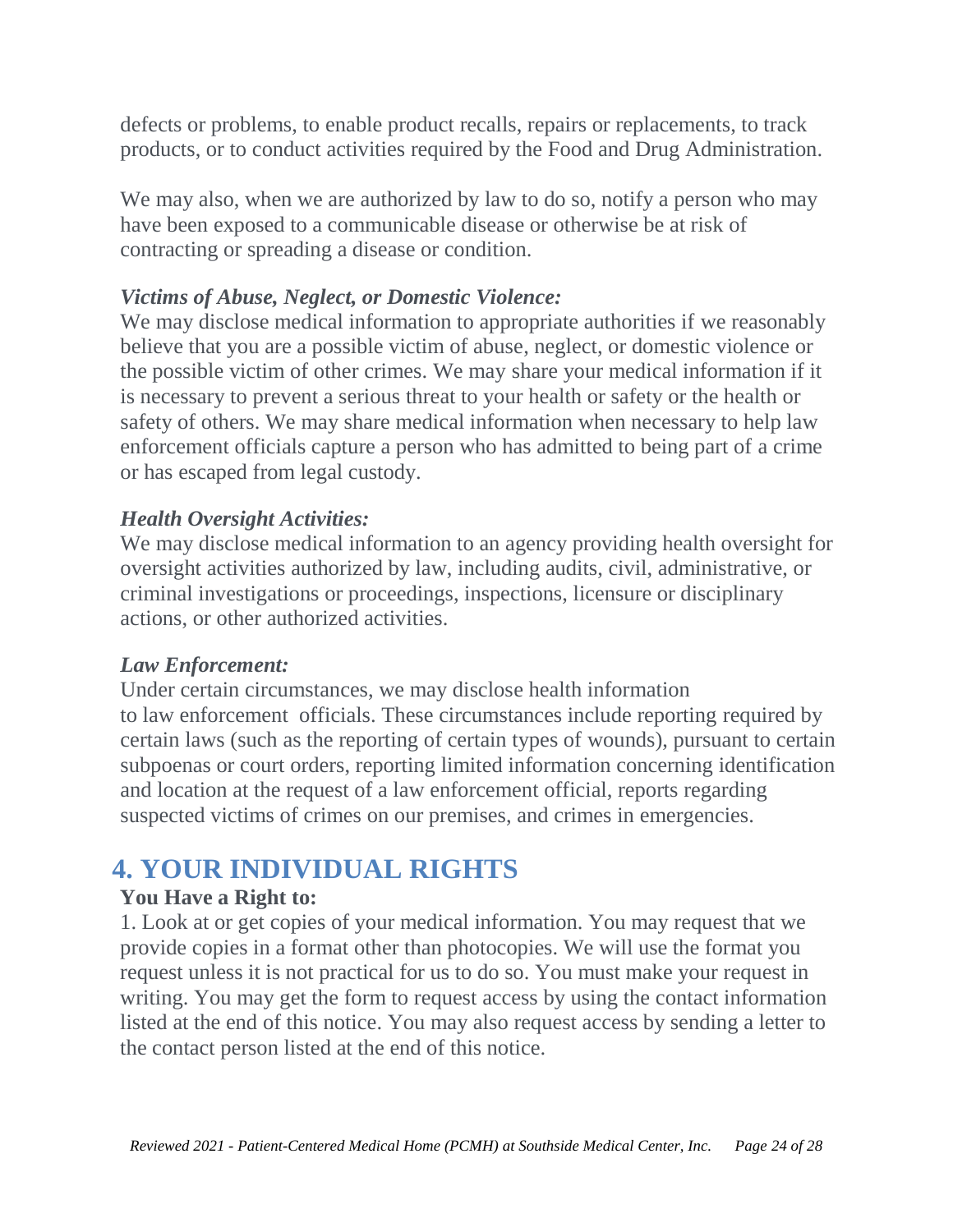defects or problems, to enable product recalls, repairs or replacements, to track products, or to conduct activities required by the Food and Drug Administration.

We may also, when we are authorized by law to do so, notify a person who may have been exposed to a communicable disease or otherwise be at risk of contracting or spreading a disease or condition.

***Victims of Abuse, Neglect, or Domestic Violence:***
We may disclose medical information to appropriate authorities if we reasonably believe that you are a possible victim of abuse, neglect, or domestic violence or the possible victim of other crimes. We may share your medical information if it is necessary to prevent a serious threat to your health or safety or the health or safety of others. We may share medical information when necessary to help law enforcement officials capture a person who has admitted to being part of a crime or has escaped from legal custody.

***Health Oversight Activities:***
We may disclose medical information to an agency providing health oversight for oversight activities authorized by law, including audits, civil, administrative, or criminal investigations or proceedings, inspections, licensure or disciplinary actions, or other authorized activities.

***Law Enforcement:***
Under certain circumstances, we may disclose health information to law enforcement officials. These circumstances include reporting required by certain laws (such as the reporting of certain types of wounds), pursuant to certain subpoenas or court orders, reporting limited information concerning identification and location at the request of a law enforcement official, reports regarding suspected victims of crimes on our premises, and crimes in emergencies.

## 4. YOUR INDIVIDUAL RIGHTS

**You Have a Right to:**

1. Look at or get copies of your medical information. You may request that we provide copies in a format other than photocopies. We will use the format you request unless it is not practical for us to do so. You must make your request in writing. You may get the form to request access by using the contact information listed at the end of this notice. You may also request access by sending a letter to the contact person listed at the end of this notice.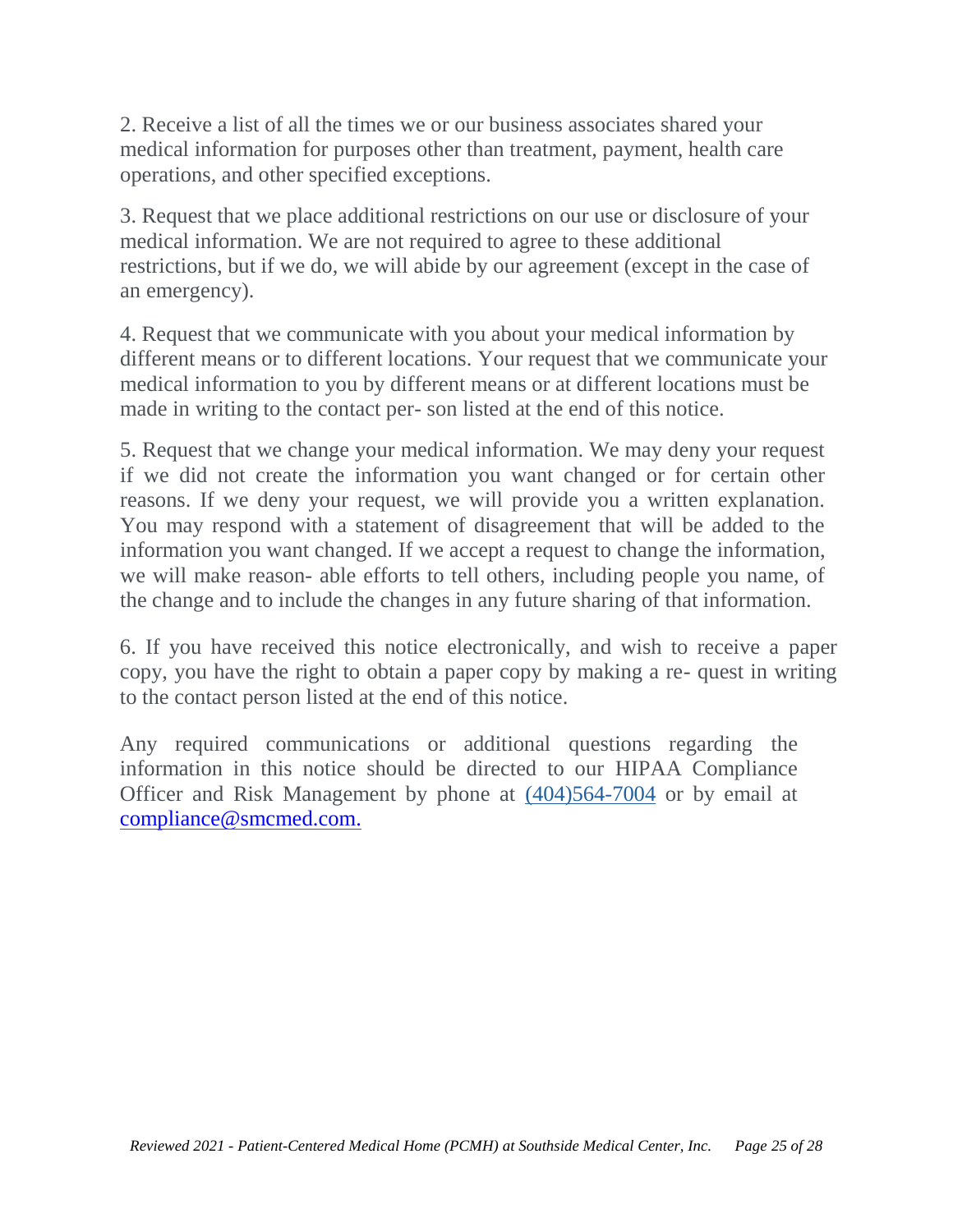2. Receive a list of all the times we or our business associates shared your medical information for purposes other than treatment, payment, health care operations, and other specified exceptions.

3. Request that we place additional restrictions on our use or disclosure of your medical information. We are not required to agree to these additional restrictions, but if we do, we will abide by our agreement (except in the case of an emergency).

4. Request that we communicate with you about your medical information by different means or to different locations. Your request that we communicate your medical information to you by different means or at different locations must be made in writing to the contact per- son listed at the end of this notice.

5. Request that we change your medical information. We may deny your request if we did not create the information you want changed or for certain other reasons. If we deny your request, we will provide you a written explanation. You may respond with a statement of disagreement that will be added to the information you want changed. If we accept a request to change the information, we will make reason- able efforts to tell others, including people you name, of the change and to include the changes in any future sharing of that information.

6. If you have received this notice electronically, and wish to receive a paper copy, you have the right to obtain a paper copy by making a re- quest in writing to the contact person listed at the end of this notice.

Any required communications or additional questions regarding the information in this notice should be directed to our HIPAA Compliance Officer and Risk Management by phone at (404)564-7004 or by email at compliance@smcmed.com.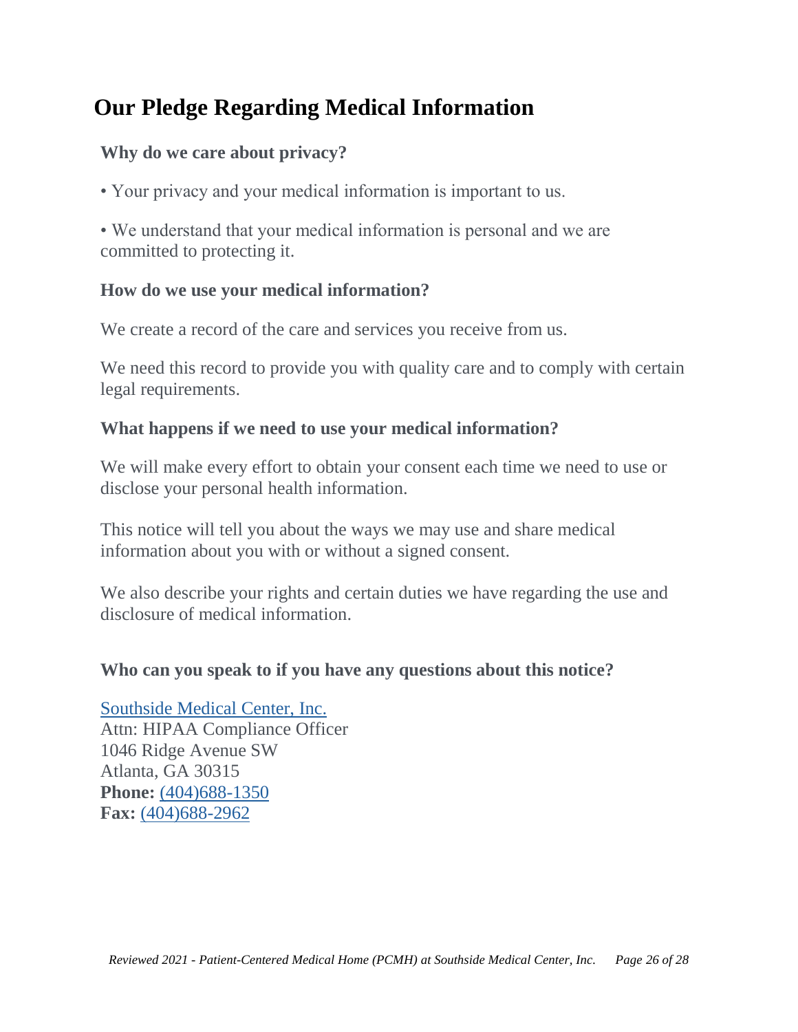# Our Pledge Regarding Medical Information

### Why do we care about privacy?

• Your privacy and your medical information is important to us.

• We understand that your medical information is personal and we are committed to protecting it.

### How do we use your medical information?

We create a record of the care and services you receive from us.

We need this record to provide you with quality care and to comply with certain legal requirements.

### What happens if we need to use your medical information?

We will make every effort to obtain your consent each time we need to use or disclose your personal health information.

This notice will tell you about the ways we may use and share medical information about you with or without a signed consent.

We also describe your rights and certain duties we have regarding the use and disclosure of medical information.

### Who can you speak to if you have any questions about this notice?

Southside Medical Center, Inc.  
Attn: HIPAA Compliance Officer  
1046 Ridge Avenue SW  
Atlanta, GA 30315  
**Phone:** (404)688-1350  
**Fax:** (404)688-2962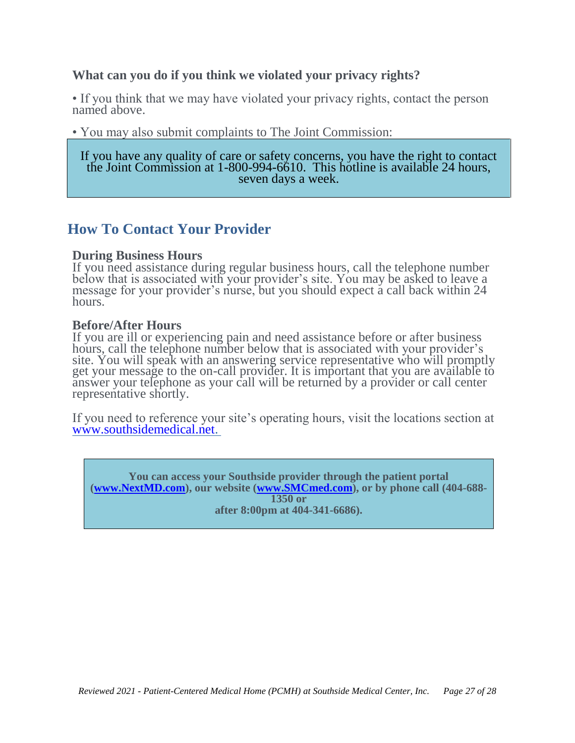**What can you do if you think we violated your privacy rights?**

• If you think that we may have violated your privacy rights, contact the person named above.

• You may also submit complaints to The Joint Commission:

If you have any quality of care or safety concerns, you have the right to contact the Joint Commission at 1-800-994-6610. This hotline is available 24 hours, seven days a week.

## How To Contact Your Provider

**During Business Hours**
If you need assistance during regular business hours, call the telephone number below that is associated with your provider's site. You may be asked to leave a message for your provider's nurse, but you should expect a call back within 24 hours.

**Before/After Hours**
If you are ill or experiencing pain and need assistance before or after business hours, call the telephone number below that is associated with your provider's site. You will speak with an answering service representative who will promptly get your message to the on-call provider. It is important that you are available to answer your telephone as your call will be returned by a provider or call center representative shortly.

If you need to reference your site's operating hours, visit the locations section at www.southsidemedical.net.

**You can access your Southside provider through the patient portal (www.NextMD.com), our website (www.SMCmed.com), or by phone call (404-688-1350 or after 8:00pm at 404-341-6686).**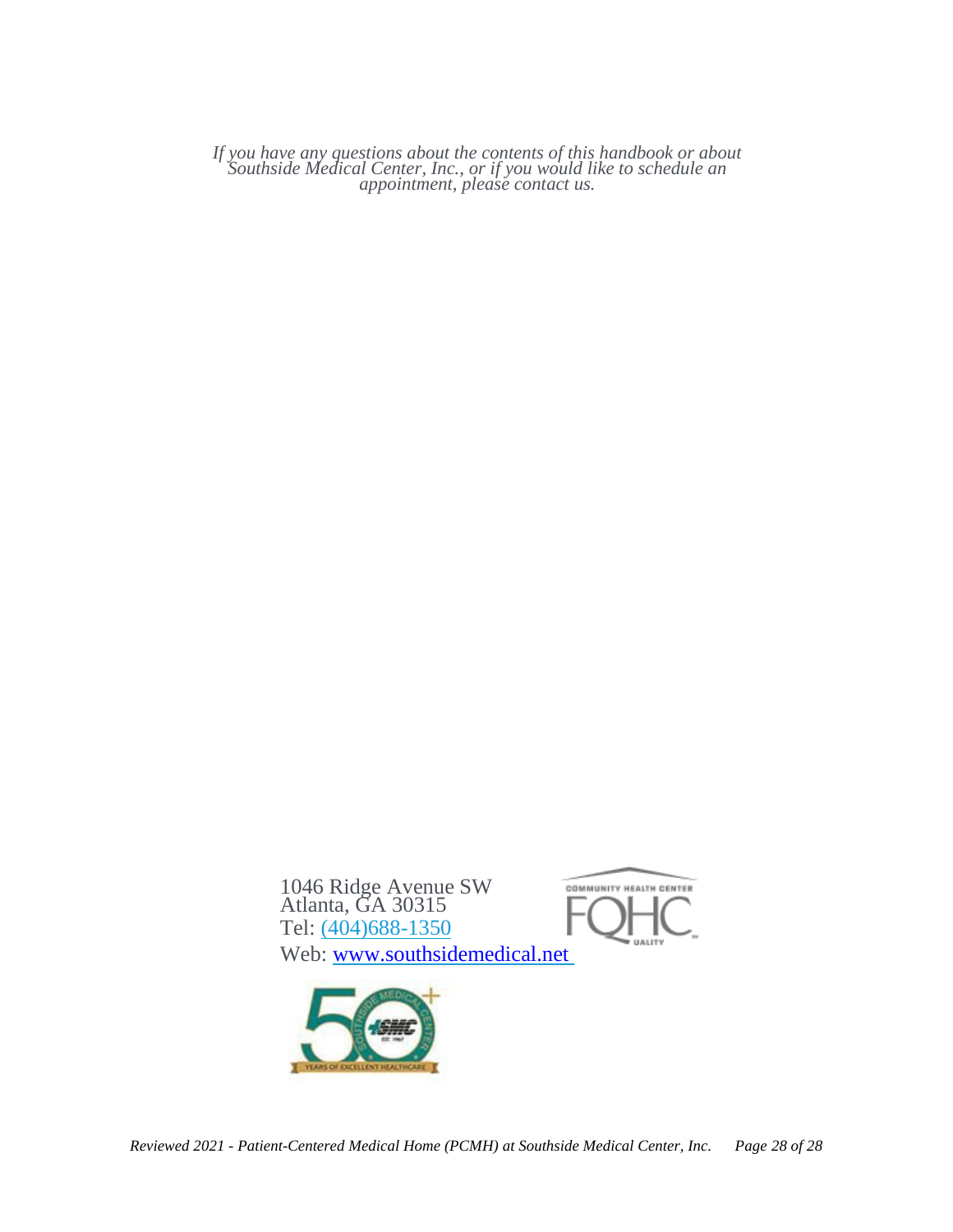*If you have any questions about the contents of this handbook or about Southside Medical Center, Inc., or if you would like to schedule an appointment, please contact us.*

1046 Ridge Avenue SW
Atlanta, GA 30315
Tel: (404)688-1350
Web: www.southsidemedical.net